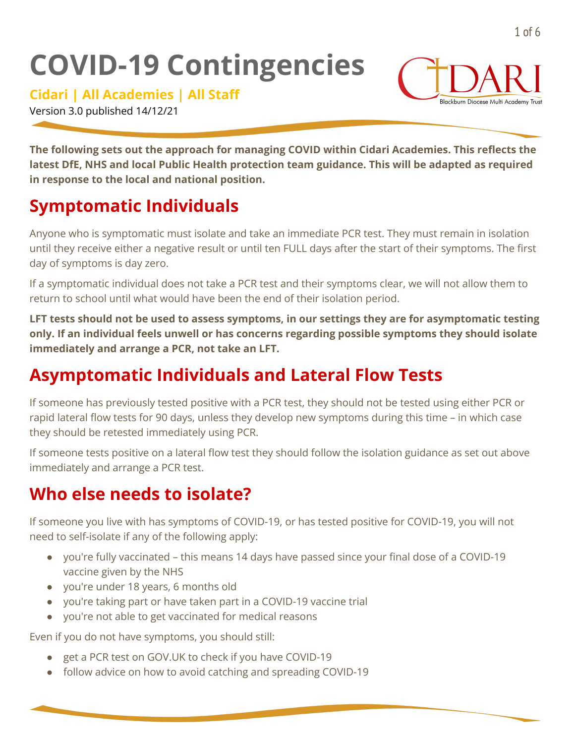# COVID-19 Contingencies

**Cidari | All Academies | All Staff**

Version 3.0 published 14/12/21

**The following sets out the approach for managing COVID within Cidari Academies. This reflects the latest DfE, NHS and local Public Health protection team guidance. This will be adapted as required in response to the local and national position.**

## Symptomatic Individuals

Anyone who is symptomatic must isolate and take an immediate PCR test. They must remain in isolation until they receive either a negative result or until ten FULL days after the start of their symptoms. The first day of symptoms is day zero.

If a symptomatic individual does not take a PCR test and their symptoms clear, we will not allow them to return to school until what would have been the end of their isolation period.

**LFT tests should not be used to assess symptoms, in our settings they are for asymptomatic testing only. If an individual feels unwell or has concerns regarding possible symptoms they should isolate immediately and arrange a PCR, not take an LFT.**

## Asymptomatic Individuals and Lateral Flow Tests

If someone has previously tested positive with a PCR test, they should not be tested using either PCR or rapid lateral flow tests for 90 days, unless they develop new symptoms during this time – in which case they should be retested immediately using PCR.

If someone tests positive on a lateral flow test they should follow the isolation guidance as set out above immediately and arrange a PCR test.

## Who else needs to isolate?

If someone you live with has symptoms of COVID-19, or has tested positive for COVID-19, you will not need to self-isolate if any of the following apply:

- you're fully vaccinated – this means 14 days have passed since your final dose of a COVID-19 vaccine given by the NHS
- you're under 18 years, 6 months old
- you're taking part or have taken part in a COVID-19 vaccine trial
- you're not able to get vaccinated for medical reasons

Even if you do not have symptoms, you should still:

- get a PCR test on GOV.UK to check if you have COVID-19
- follow advice on how to avoid catching and spreading COVID-19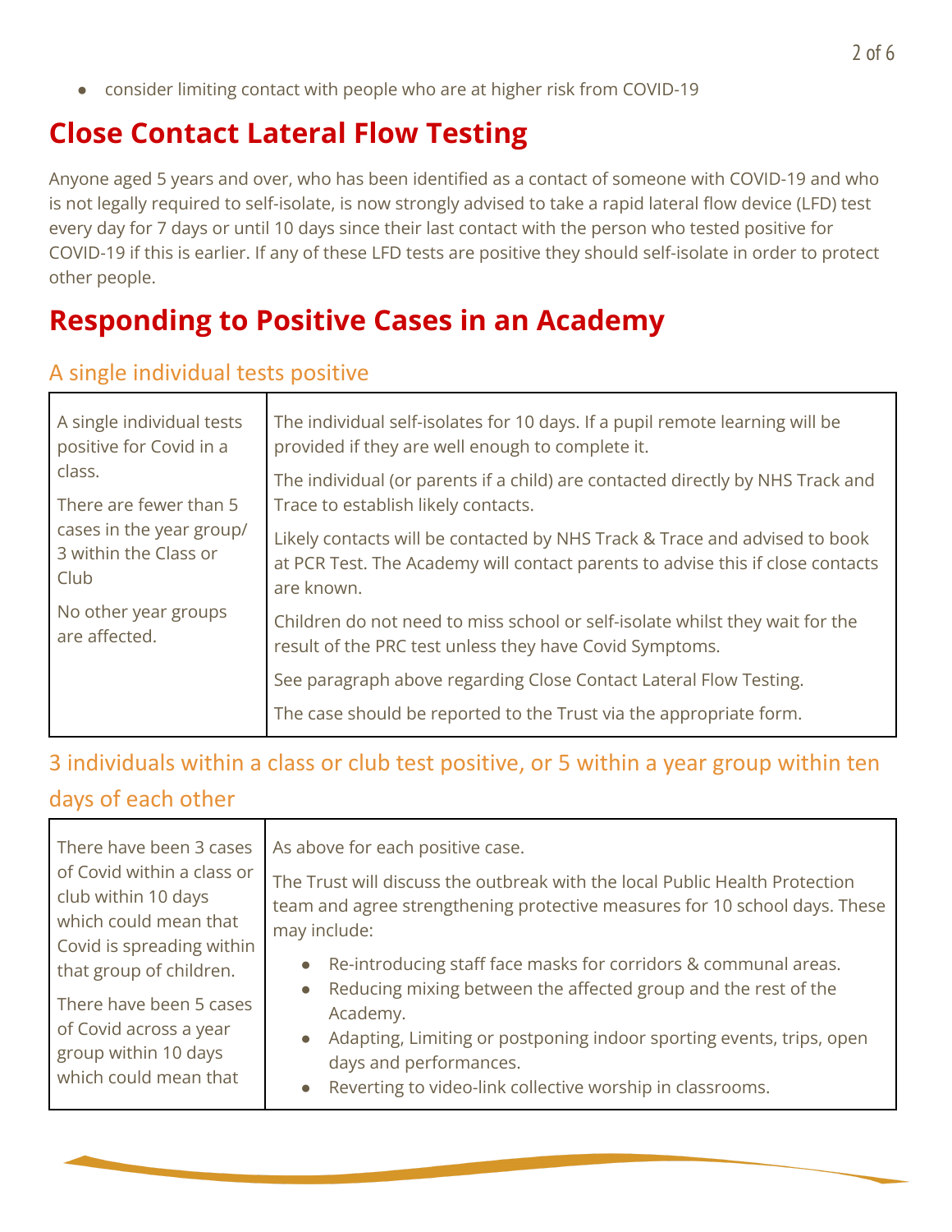- consider limiting contact with people who are at higher risk from COVID-19

# Close Contact Lateral Flow Testing

Anyone aged 5 years and over, who has been identified as a contact of someone with COVID-19 and who is not legally required to self-isolate, is now strongly advised to take a rapid lateral flow device (LFD) test every day for 7 days or until 10 days since their last contact with the person who tested positive for COVID-19 if this is earlier. If any of these LFD tests are positive they should self-isolate in order to protect other people.

# Responding to Positive Cases in an Academy

## A single individual tests positive

| | |
|---|---|
| A single individual tests positive for Covid in a class.<br><br>There are fewer than 5 cases in the year group/ 3 within the Class or Club<br><br>No other year groups are affected. | The individual self-isolates for 10 days. If a pupil remote learning will be provided if they are well enough to complete it.<br><br>The individual (or parents if a child) are contacted directly by NHS Track and Trace to establish likely contacts.<br><br>Likely contacts will be contacted by NHS Track & Trace and advised to book at PCR Test. The Academy will contact parents to advise this if close contacts are known.<br><br>Children do not need to miss school or self-isolate whilst they wait for the result of the PRC test unless they have Covid Symptoms.<br><br>See paragraph above regarding Close Contact Lateral Flow Testing.<br><br>The case should be reported to the Trust via the appropriate form. |

## 3 individuals within a class or club test positive, or 5 within a year group within ten days of each other

| | |
|---|---|
| There have been 3 cases of Covid within a class or club within 10 days which could mean that Covid is spreading within that group of children.<br><br>There have been 5 cases of Covid across a year group within 10 days which could mean that | As above for each positive case.<br><br>The Trust will discuss the outbreak with the local Public Health Protection team and agree strengthening protective measures for 10 school days. These may include:<br><br>• Re-introducing staff face masks for corridors & communal areas.<br>• Reducing mixing between the affected group and the rest of the Academy.<br>• Adapting, Limiting or postponing indoor sporting events, trips, open days and performances.<br>• Reverting to video-link collective worship in classrooms. |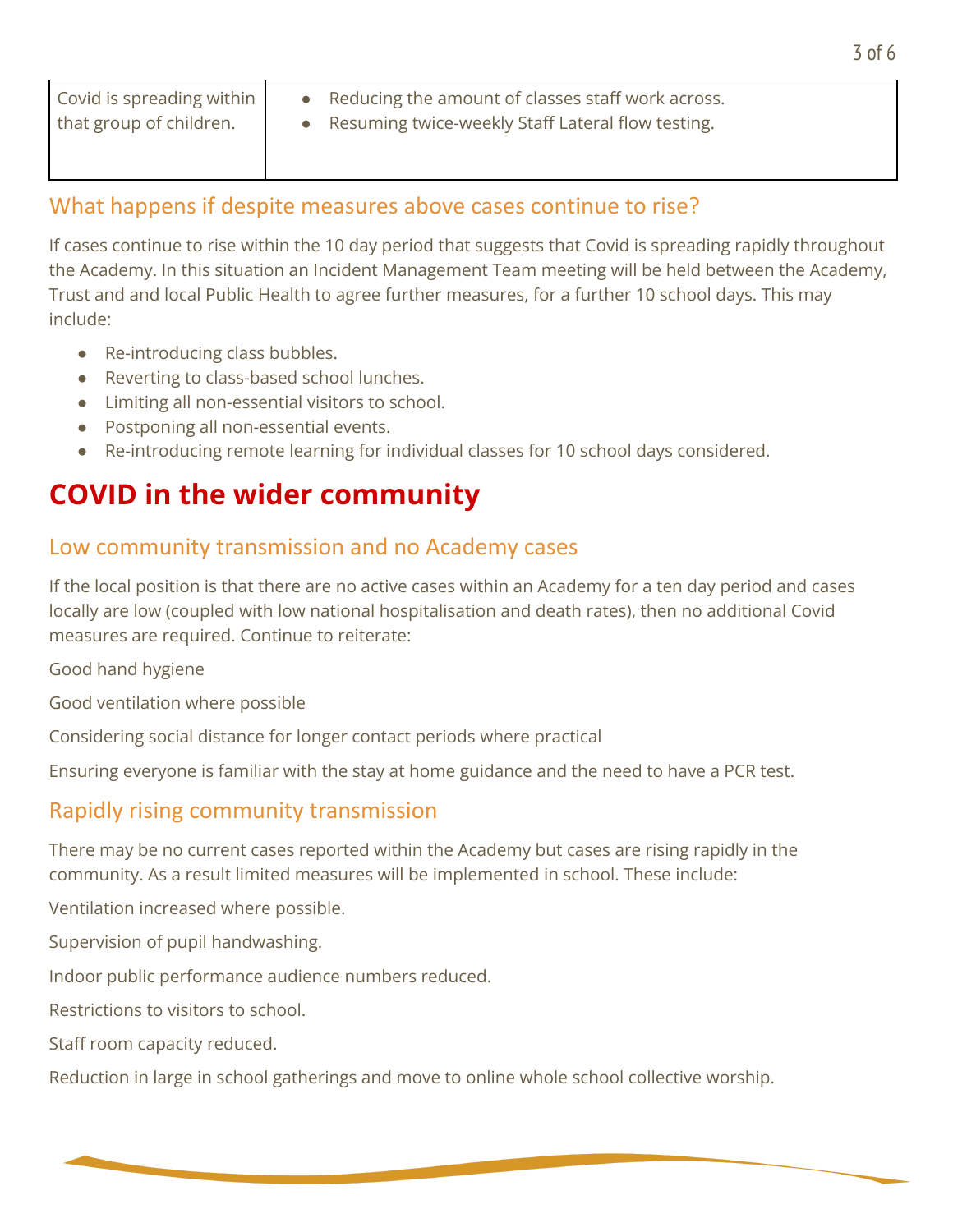| | |
|---|---|
| Covid is spreading within that group of children. | • Reducing the amount of classes staff work across.<br>• Resuming twice-weekly Staff Lateral flow testing. |

### What happens if despite measures above cases continue to rise?

If cases continue to rise within the 10 day period that suggests that Covid is spreading rapidly throughout the Academy. In this situation an Incident Management Team meeting will be held between the Academy, Trust and and local Public Health to agree further measures, for a further 10 school days. This may include:

- Re-introducing class bubbles.
- Reverting to class-based school lunches.
- Limiting all non-essential visitors to school.
- Postponing all non-essential events.
- Re-introducing remote learning for individual classes for 10 school days considered.

## COVID in the wider community

### Low community transmission and no Academy cases

If the local position is that there are no active cases within an Academy for a ten day period and cases locally are low (coupled with low national hospitalisation and death rates), then no additional Covid measures are required. Continue to reiterate:

Good hand hygiene

Good ventilation where possible

Considering social distance for longer contact periods where practical

Ensuring everyone is familiar with the stay at home guidance and the need to have a PCR test.

### Rapidly rising community transmission

There may be no current cases reported within the Academy but cases are rising rapidly in the community. As a result limited measures will be implemented in school. These include:

Ventilation increased where possible.

Supervision of pupil handwashing.

Indoor public performance audience numbers reduced.

Restrictions to visitors to school.

Staff room capacity reduced.

Reduction in large in school gatherings and move to online whole school collective worship.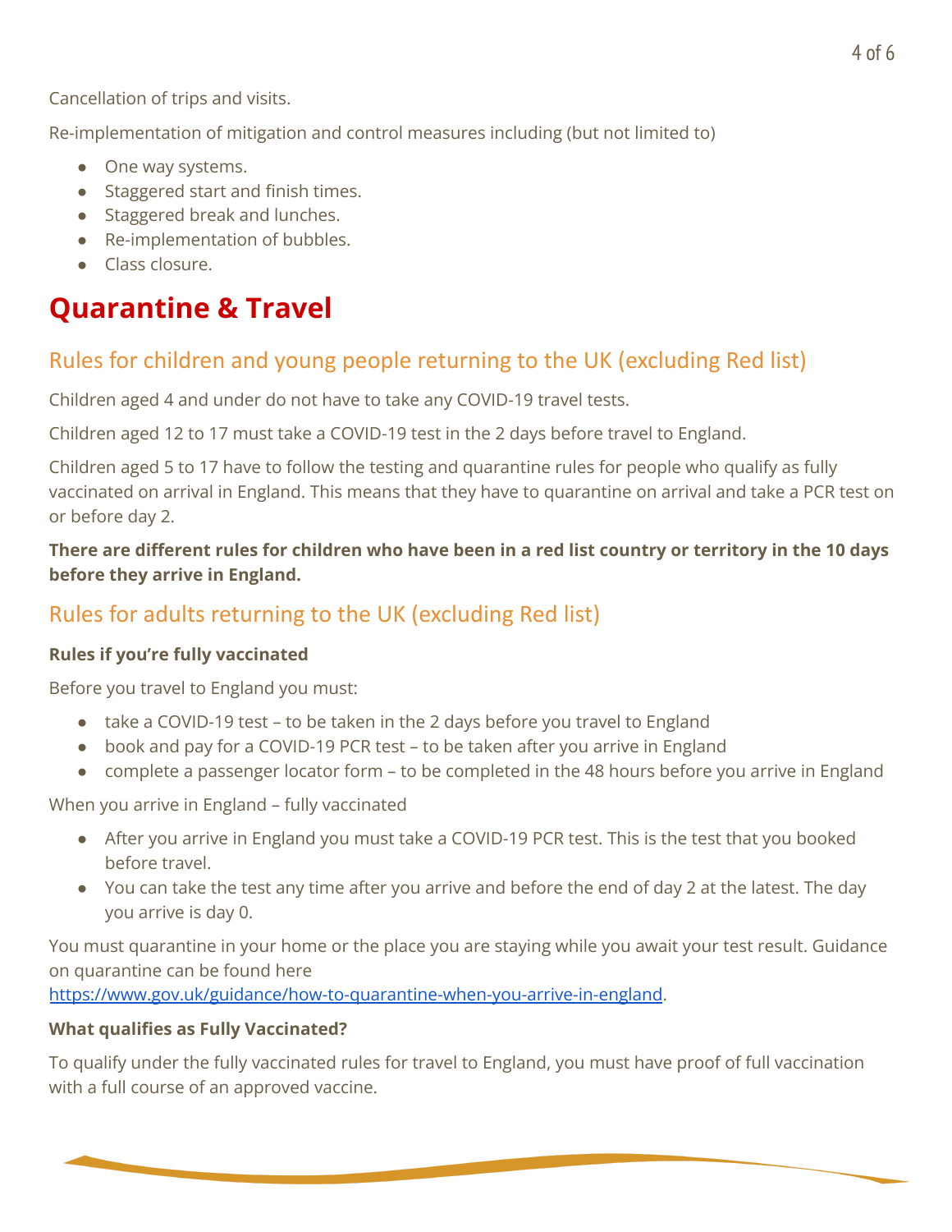Cancellation of trips and visits.

Re-implementation of mitigation and control measures including (but not limited to)

- One way systems.
- Staggered start and finish times.
- Staggered break and lunches.
- Re-implementation of bubbles.
- Class closure.

# Quarantine & Travel

## Rules for children and young people returning to the UK (excluding Red list)

Children aged 4 and under do not have to take any COVID-19 travel tests.

Children aged 12 to 17 must take a COVID-19 test in the 2 days before travel to England.

Children aged 5 to 17 have to follow the testing and quarantine rules for people who qualify as fully vaccinated on arrival in England. This means that they have to quarantine on arrival and take a PCR test on or before day 2.

**There are different rules for children who have been in a red list country or territory in the 10 days before they arrive in England.**

## Rules for adults returning to the UK (excluding Red list)

**Rules if you're fully vaccinated**

Before you travel to England you must:

- take a COVID-19 test – to be taken in the 2 days before you travel to England
- book and pay for a COVID-19 PCR test – to be taken after you arrive in England
- complete a passenger locator form – to be completed in the 48 hours before you arrive in England

When you arrive in England – fully vaccinated

- After you arrive in England you must take a COVID-19 PCR test. This is the test that you booked before travel.
- You can take the test any time after you arrive and before the end of day 2 at the latest. The day you arrive is day 0.

You must quarantine in your home or the place you are staying while you await your test result. Guidance on quarantine can be found here https://www.gov.uk/guidance/how-to-quarantine-when-you-arrive-in-england.

**What qualifies as Fully Vaccinated?**

To qualify under the fully vaccinated rules for travel to England, you must have proof of full vaccination with a full course of an approved vaccine.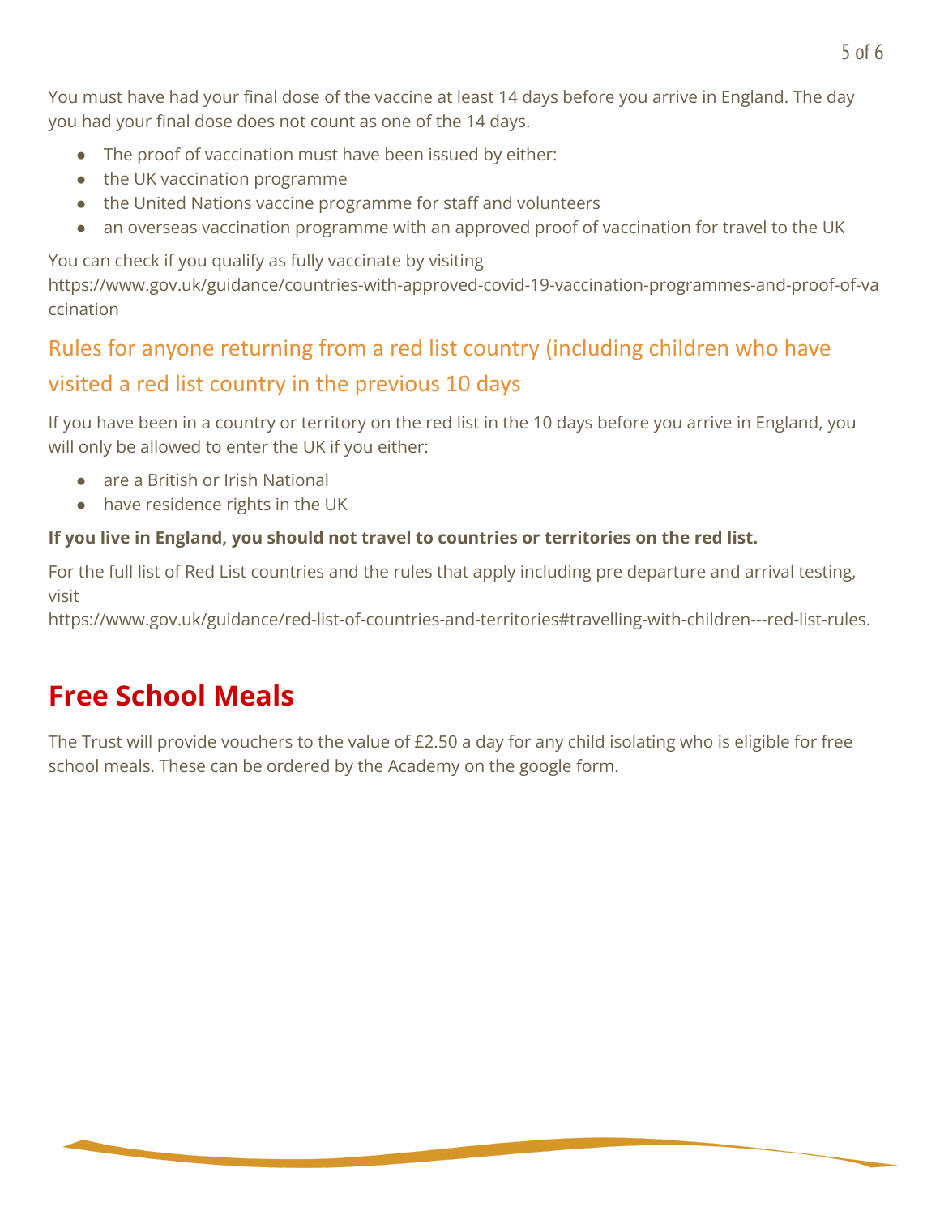You must have had your final dose of the vaccine at least 14 days before you arrive in England. The day you had your final dose does not count as one of the 14 days.

- The proof of vaccination must have been issued by either:
- the UK vaccination programme
- the United Nations vaccine programme for staff and volunteers
- an overseas vaccination programme with an approved proof of vaccination for travel to the UK

You can check if you qualify as fully vaccinate by visiting https://www.gov.uk/guidance/countries-with-approved-covid-19-vaccination-programmes-and-proof-of-vaccination

### Rules for anyone returning from a red list country (including children who have visited a red list country in the previous 10 days

If you have been in a country or territory on the red list in the 10 days before you arrive in England, you will only be allowed to enter the UK if you either:

- are a British or Irish National
- have residence rights in the UK

**If you live in England, you should not travel to countries or territories on the red list.**

For the full list of Red List countries and the rules that apply including pre departure and arrival testing, visit https://www.gov.uk/guidance/red-list-of-countries-and-territories#travelling-with-children---red-list-rules.

## Free School Meals

The Trust will provide vouchers to the value of £2.50 a day for any child isolating who is eligible for free school meals. These can be ordered by the Academy on the google form.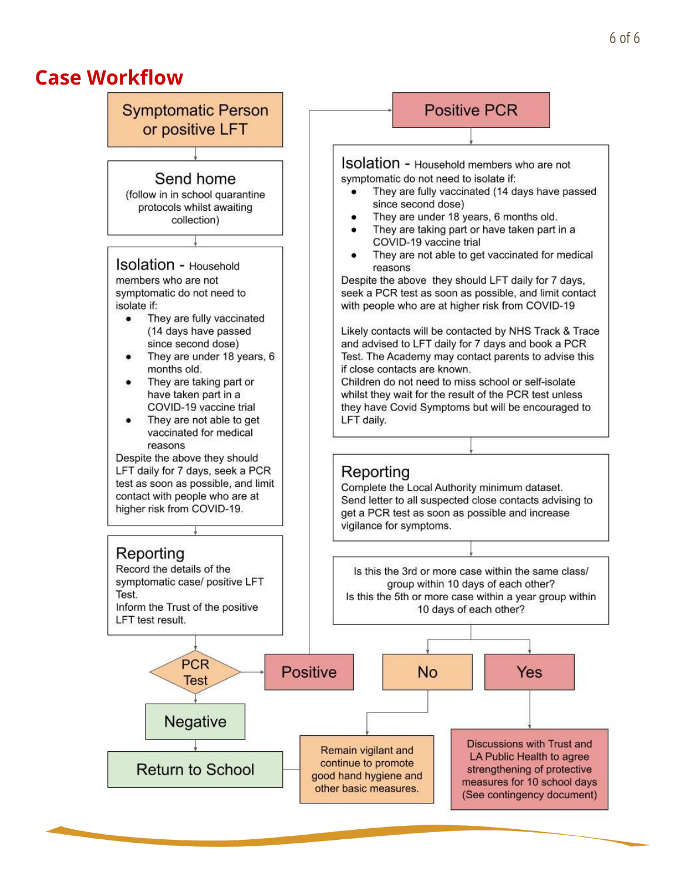# Case Workflow

**Symptomatic Person or positive LFT**

**Send home**
(follow in in school quarantine protocols whilst awaiting collection)

**Isolation** - Household members who are not symptomatic do not need to isolate if:

- They are fully vaccinated (14 days have passed since second dose)
- They are under 18 years, 6 months old.
- They are taking part or have taken part in a COVID-19 vaccine trial
- They are not able to get vaccinated for medical reasons

Despite the above they should LFT daily for 7 days, seek a PCR test as soon as possible, and limit contact with people who are at higher risk from COVID-19.

**Reporting**
Record the details of the symptomatic case/ positive LFT Test.
Inform the Trust of the positive LFT test result.

**PCR Test**

**Negative**

**Return to School**

**Positive**

**Positive PCR**

**Isolation** - Household members who are not symptomatic do not need to isolate if:

- They are fully vaccinated (14 days have passed since second dose)
- They are under 18 years, 6 months old.
- They are taking part or have taken part in a COVID-19 vaccine trial
- They are not able to get vaccinated for medical reasons

Despite the above they should LFT daily for 7 days, seek a PCR test as soon as possible, and limit contact with people who are at higher risk from COVID-19

Likely contacts will be contacted by NHS Track & Trace and advised to LFT daily for 7 days and book a PCR Test. The Academy may contact parents to advise this if close contacts are known.
Children do not need to miss school or self-isolate whilst they wait for the result of the PCR test unless they have Covid Symptoms but will be encouraged to LFT daily.

**Reporting**
Complete the Local Authority minimum dataset.
Send letter to all suspected close contacts advising to get a PCR test as soon as possible and increase vigilance for symptoms.

Is this the 3rd or more case within the same class/ group within 10 days of each other?
Is this the 5th or more case within a year group within 10 days of each other?

**No**

Remain vigilant and continue to promote good hand hygiene and other basic measures.

**Yes**

Discussions with Trust and LA Public Health to agree strengthening of protective measures for 10 school days (See contingency document)